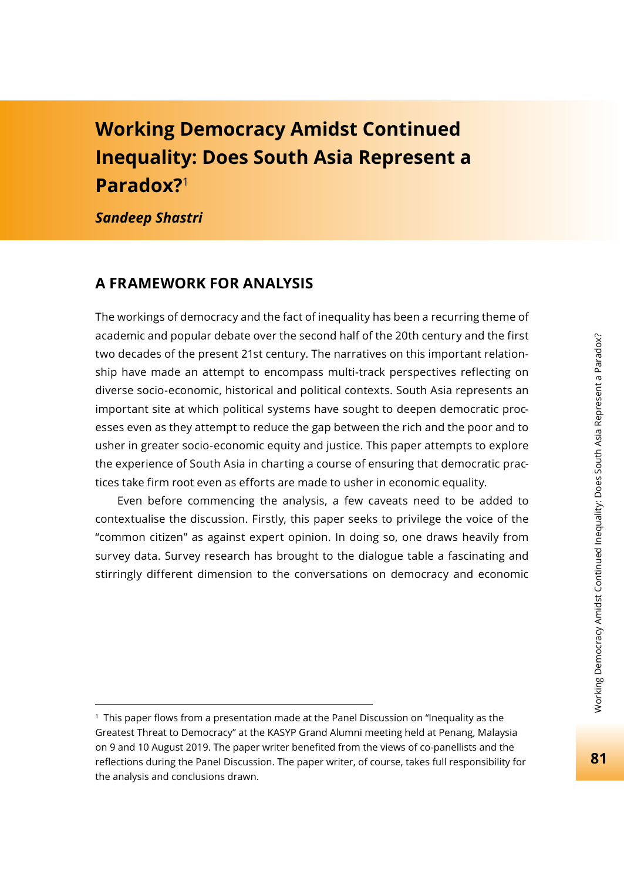# Working Democracy Amidst Continued Inequality: Does South Asia Represent a Paradox?[1]

***Sandeep Shastri***

## A FRAMEWORK FOR ANALYSIS

The workings of democracy and the fact of inequality has been a recurring theme of academic and popular debate over the second half of the 20th century and the first two decades of the present 21st century. The narratives on this important relationship have made an attempt to encompass multi-track perspectives reflecting on diverse socio-economic, historical and political contexts. South Asia represents an important site at which political systems have sought to deepen democratic processes even as they attempt to reduce the gap between the rich and the poor and to usher in greater socio-economic equity and justice. This paper attempts to explore the experience of South Asia in charting a course of ensuring that democratic practices take firm root even as efforts are made to usher in economic equality.

Even before commencing the analysis, a few caveats need to be added to contextualise the discussion. Firstly, this paper seeks to privilege the voice of the "common citizen" as against expert opinion. In doing so, one draws heavily from survey data. Survey research has brought to the dialogue table a fascinating and stirringly different dimension to the conversations on democracy and economic

---

[1] This paper flows from a presentation made at the Panel Discussion on "Inequality as the Greatest Threat to Democracy" at the KASYP Grand Alumni meeting held at Penang, Malaysia on 9 and 10 August 2019. The paper writer benefited from the views of co-panellists and the reflections during the Panel Discussion. The paper writer, of course, takes full responsibility for the analysis and conclusions drawn.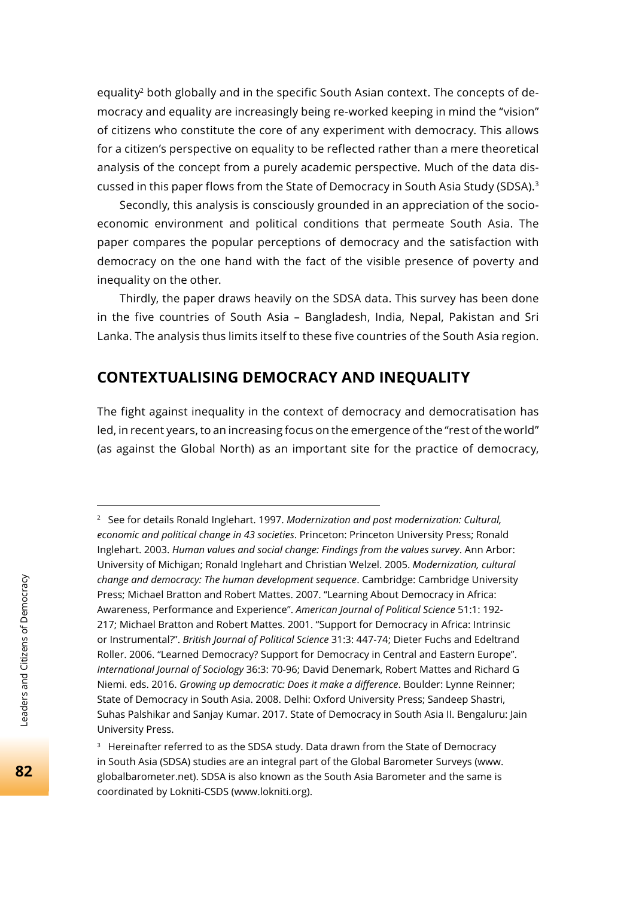equality[2] both globally and in the specific South Asian context. The concepts of democracy and equality are increasingly being re-worked keeping in mind the "vision" of citizens who constitute the core of any experiment with democracy. This allows for a citizen's perspective on equality to be reflected rather than a mere theoretical analysis of the concept from a purely academic perspective. Much of the data discussed in this paper flows from the State of Democracy in South Asia Study (SDSA).[3]

Secondly, this analysis is consciously grounded in an appreciation of the socio-economic environment and political conditions that permeate South Asia. The paper compares the popular perceptions of democracy and the satisfaction with democracy on the one hand with the fact of the visible presence of poverty and inequality on the other.

Thirdly, the paper draws heavily on the SDSA data. This survey has been done in the five countries of South Asia – Bangladesh, India, Nepal, Pakistan and Sri Lanka. The analysis thus limits itself to these five countries of the South Asia region.

## CONTEXTUALISING DEMOCRACY AND INEQUALITY

The fight against inequality in the context of democracy and democratisation has led, in recent years, to an increasing focus on the emergence of the "rest of the world" (as against the Global North) as an important site for the practice of democracy,

---

[2] See for details Ronald Inglehart. 1997. *Modernization and post modernization: Cultural, economic and political change in 43 societies*. Princeton: Princeton University Press; Ronald Inglehart. 2003. *Human values and social change: Findings from the values survey*. Ann Arbor: University of Michigan; Ronald Inglehart and Christian Welzel. 2005. *Modernization, cultural change and democracy: The human development sequence*. Cambridge: Cambridge University Press; Michael Bratton and Robert Mattes. 2007. "Learning About Democracy in Africa: Awareness, Performance and Experience". *American Journal of Political Science* 51:1: 192-217; Michael Bratton and Robert Mattes. 2001. "Support for Democracy in Africa: Intrinsic or Instrumental?". *British Journal of Political Science* 31:3: 447-74; Dieter Fuchs and Edeltrand Roller. 2006. "Learned Democracy? Support for Democracy in Central and Eastern Europe". *International Journal of Sociology* 36:3: 70-96; David Denemark, Robert Mattes and Richard G Niemi. eds. 2016. *Growing up democratic: Does it make a difference*. Boulder: Lynne Reinner; State of Democracy in South Asia. 2008. Delhi: Oxford University Press; Sandeep Shastri, Suhas Palshikar and Sanjay Kumar. 2017. State of Democracy in South Asia II. Bengaluru: Jain University Press.

[3] Hereinafter referred to as the SDSA study. Data drawn from the State of Democracy in South Asia (SDSA) studies are an integral part of the Global Barometer Surveys (www.globalbarometer.net). SDSA is also known as the South Asia Barometer and the same is coordinated by Lokniti-CSDS (www.lokniti.org).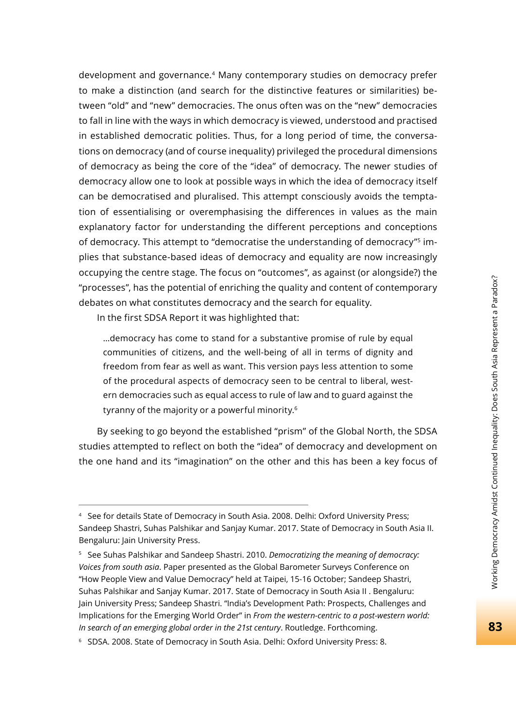development and governance.[4] Many contemporary studies on democracy prefer to make a distinction (and search for the distinctive features or similarities) between "old" and "new" democracies. The onus often was on the "new" democracies to fall in line with the ways in which democracy is viewed, understood and practised in established democratic polities. Thus, for a long period of time, the conversations on democracy (and of course inequality) privileged the procedural dimensions of democracy as being the core of the "idea" of democracy. The newer studies of democracy allow one to look at possible ways in which the idea of democracy itself can be democratised and pluralised. This attempt consciously avoids the temptation of essentialising or overemphasising the differences in values as the main explanatory factor for understanding the different perceptions and conceptions of democracy. This attempt to "democratise the understanding of democracy"[5] implies that substance-based ideas of democracy and equality are now increasingly occupying the centre stage. The focus on "outcomes", as against (or alongside?) the "processes", has the potential of enriching the quality and content of contemporary debates on what constitutes democracy and the search for equality.

In the first SDSA Report it was highlighted that:

> …democracy has come to stand for a substantive promise of rule by equal communities of citizens, and the well-being of all in terms of dignity and freedom from fear as well as want. This version pays less attention to some of the procedural aspects of democracy seen to be central to liberal, western democracies such as equal access to rule of law and to guard against the tyranny of the majority or a powerful minority.[6]

By seeking to go beyond the established "prism" of the Global North, the SDSA studies attempted to reflect on both the "idea" of democracy and development on the one hand and its "imagination" on the other and this has been a key focus of

---

[4] See for details State of Democracy in South Asia. 2008. Delhi: Oxford University Press; Sandeep Shastri, Suhas Palshikar and Sanjay Kumar. 2017. State of Democracy in South Asia II. Bengaluru: Jain University Press.

[5] See Suhas Palshikar and Sandeep Shastri. 2010. *Democratizing the meaning of democracy: Voices from south asia*. Paper presented as the Global Barometer Surveys Conference on "How People View and Value Democracy" held at Taipei, 15-16 October; Sandeep Shastri, Suhas Palshikar and Sanjay Kumar. 2017. State of Democracy in South Asia II . Bengaluru: Jain University Press; Sandeep Shastri. "India's Development Path: Prospects, Challenges and Implications for the Emerging World Order" in *From the western-centric to a post-western world: In search of an emerging global order in the 21st century*. Routledge. Forthcoming.

[6] SDSA. 2008. State of Democracy in South Asia. Delhi: Oxford University Press: 8.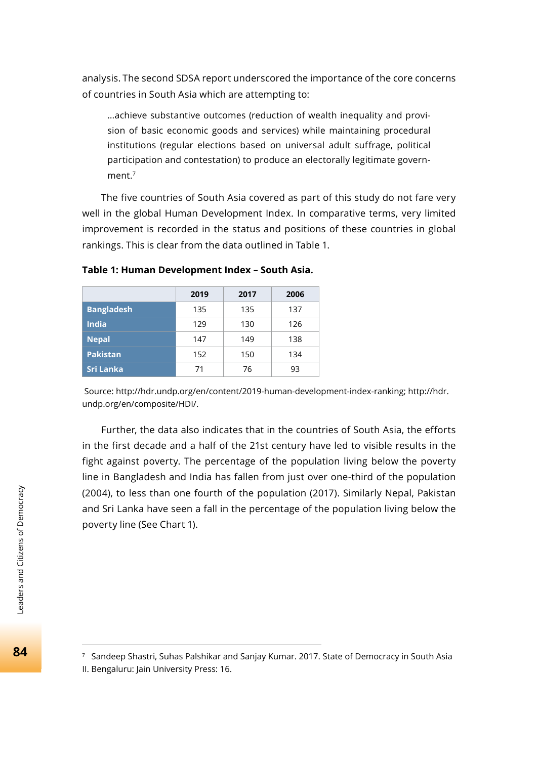analysis. The second SDSA report underscored the importance of the core concerns of countries in South Asia which are attempting to:

> ...achieve substantive outcomes (reduction of wealth inequality and provision of basic economic goods and services) while maintaining procedural institutions (regular elections based on universal adult suffrage, political participation and contestation) to produce an electorally legitimate government.[7]

The five countries of South Asia covered as part of this study do not fare very well in the global Human Development Index. In comparative terms, very limited improvement is recorded in the status and positions of these countries in global rankings. This is clear from the data outlined in Table 1.

**Table 1: Human Development Index – South Asia.**

| | 2019 | 2017 | 2006 |
|---|---|---|---|
| **Bangladesh** | 135 | 135 | 137 |
| **India** | 129 | 130 | 126 |
| **Nepal** | 147 | 149 | 138 |
| **Pakistan** | 152 | 150 | 134 |
| **Sri Lanka** | 71 | 76 | 93 |

Source: http://hdr.undp.org/en/content/2019-human-development-index-ranking; http://hdr.undp.org/en/composite/HDI/.

Further, the data also indicates that in the countries of South Asia, the efforts in the first decade and a half of the 21st century have led to visible results in the fight against poverty. The percentage of the population living below the poverty line in Bangladesh and India has fallen from just over one-third of the population (2004), to less than one fourth of the population (2017). Similarly Nepal, Pakistan and Sri Lanka have seen a fall in the percentage of the population living below the poverty line (See Chart 1).

---

[7] Sandeep Shastri, Suhas Palshikar and Sanjay Kumar. 2017. State of Democracy in South Asia II. Bengaluru: Jain University Press: 16.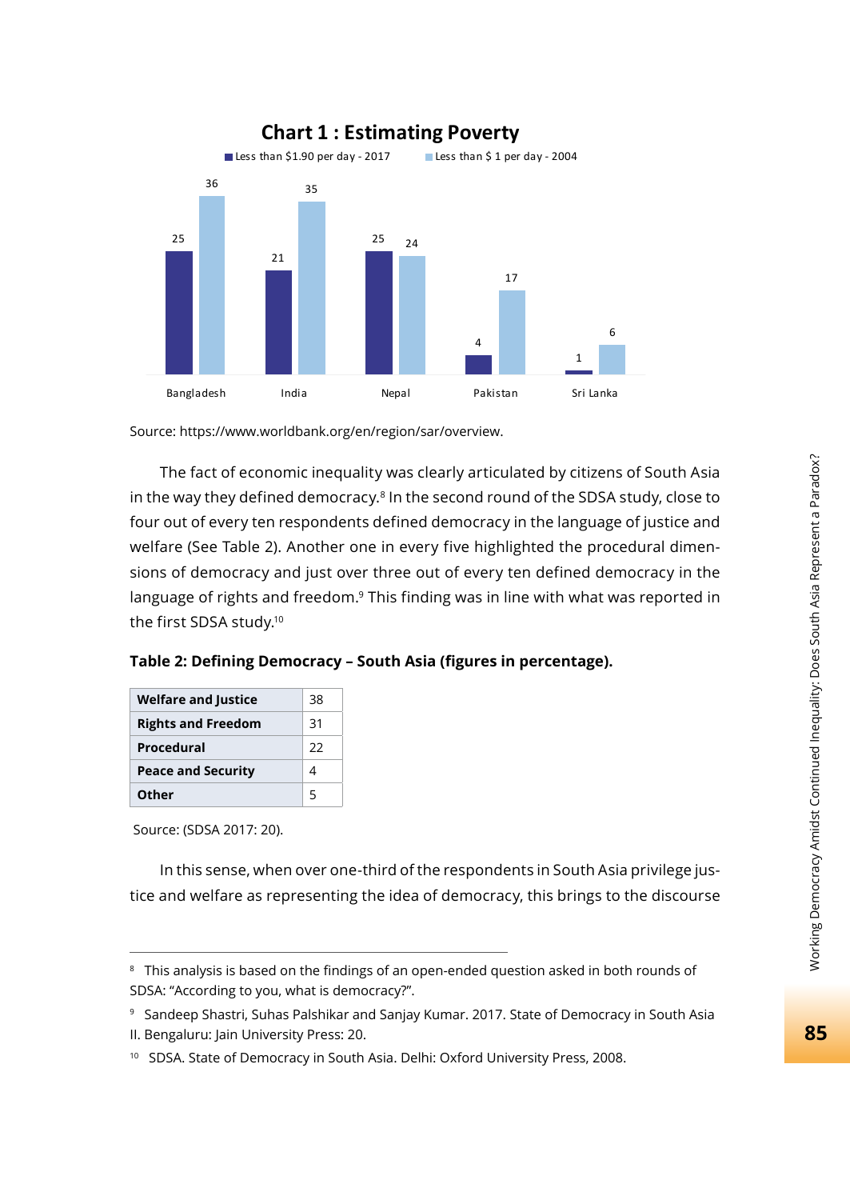**Chart 1 : Estimating Poverty**

| | Less than $1.90 per day - 2017 | Less than $ 1 per day - 2004 |
|---|---|---|
| Bangladesh | 25 | 36 |
| India | 21 | 35 |
| Nepal | 25 | 24 |
| Pakistan | 4 | 17 |
| Sri Lanka | 1 | 6 |

Source: https://www.worldbank.org/en/region/sar/overview.

The fact of economic inequality was clearly articulated by citizens of South Asia in the way they defined democracy.[8] In the second round of the SDSA study, close to four out of every ten respondents defined democracy in the language of justice and welfare (See Table 2). Another one in every five highlighted the procedural dimensions of democracy and just over three out of every ten defined democracy in the language of rights and freedom.[9] This finding was in line with what was reported in the first SDSA study.[10]

**Table 2: Defining Democracy – South Asia (figures in percentage).**

| | |
|---|---|
| **Welfare and Justice** | 38 |
| **Rights and Freedom** | 31 |
| **Procedural** | 22 |
| **Peace and Security** | 4 |
| **Other** | 5 |

Source: (SDSA 2017: 20).

In this sense, when over one-third of the respondents in South Asia privilege justice and welfare as representing the idea of democracy, this brings to the discourse

---

[8] This analysis is based on the findings of an open-ended question asked in both rounds of SDSA: "According to you, what is democracy?".

[9] Sandeep Shastri, Suhas Palshikar and Sanjay Kumar. 2017. State of Democracy in South Asia II. Bengaluru: Jain University Press: 20.

[10] SDSA. State of Democracy in South Asia. Delhi: Oxford University Press, 2008.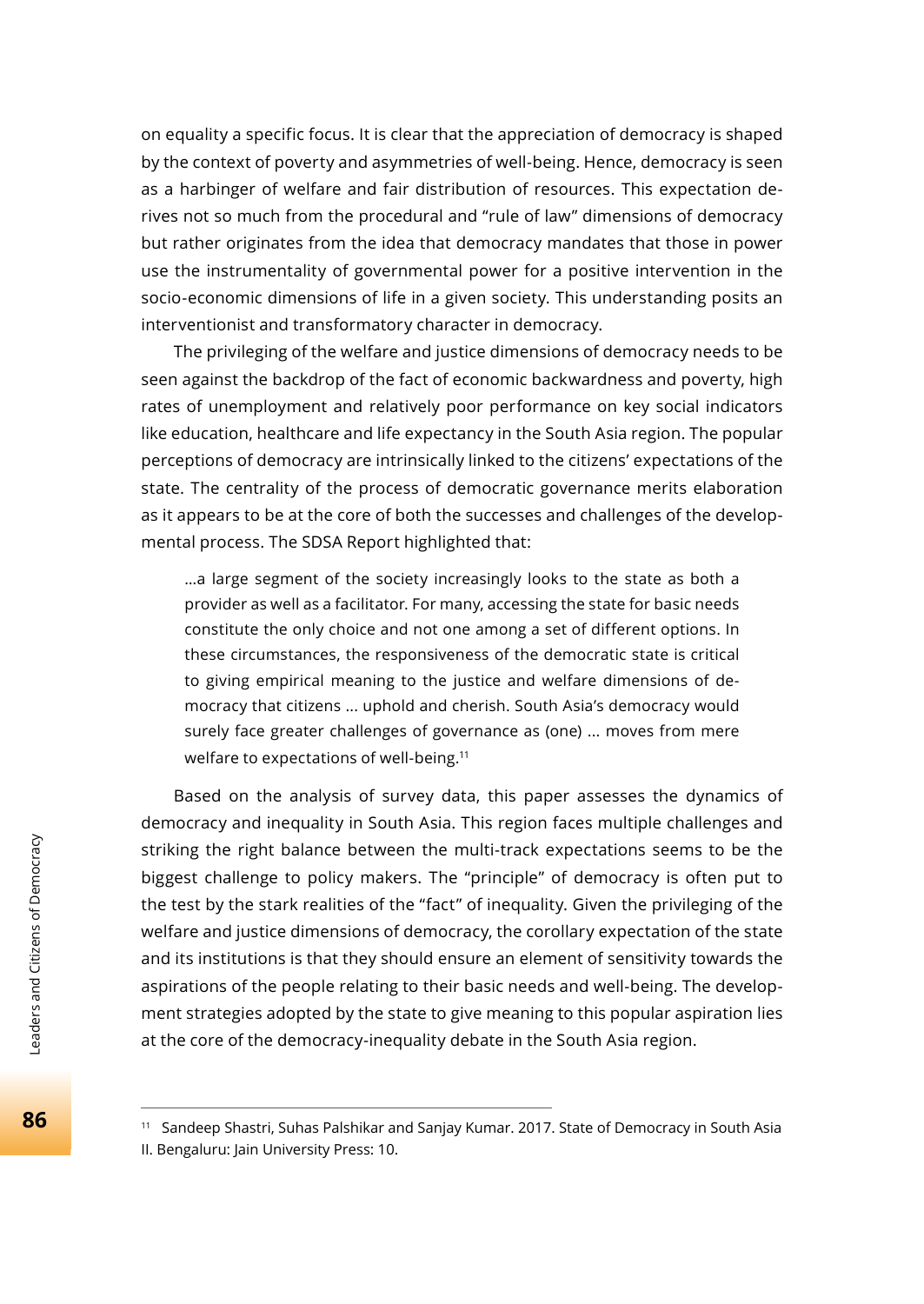on equality a specific focus. It is clear that the appreciation of democracy is shaped by the context of poverty and asymmetries of well-being. Hence, democracy is seen as a harbinger of welfare and fair distribution of resources. This expectation derives not so much from the procedural and "rule of law" dimensions of democracy but rather originates from the idea that democracy mandates that those in power use the instrumentality of governmental power for a positive intervention in the socio-economic dimensions of life in a given society. This understanding posits an interventionist and transformatory character in democracy.

The privileging of the welfare and justice dimensions of democracy needs to be seen against the backdrop of the fact of economic backwardness and poverty, high rates of unemployment and relatively poor performance on key social indicators like education, healthcare and life expectancy in the South Asia region. The popular perceptions of democracy are intrinsically linked to the citizens' expectations of the state. The centrality of the process of democratic governance merits elaboration as it appears to be at the core of both the successes and challenges of the developmental process. The SDSA Report highlighted that:

> …a large segment of the society increasingly looks to the state as both a provider as well as a facilitator. For many, accessing the state for basic needs constitute the only choice and not one among a set of different options. In these circumstances, the responsiveness of the democratic state is critical to giving empirical meaning to the justice and welfare dimensions of democracy that citizens … uphold and cherish. South Asia's democracy would surely face greater challenges of governance as (one) … moves from mere welfare to expectations of well-being.[11]

Based on the analysis of survey data, this paper assesses the dynamics of democracy and inequality in South Asia. This region faces multiple challenges and striking the right balance between the multi-track expectations seems to be the biggest challenge to policy makers. The "principle" of democracy is often put to the test by the stark realities of the "fact" of inequality. Given the privileging of the welfare and justice dimensions of democracy, the corollary expectation of the state and its institutions is that they should ensure an element of sensitivity towards the aspirations of the people relating to their basic needs and well-being. The development strategies adopted by the state to give meaning to this popular aspiration lies at the core of the democracy-inequality debate in the South Asia region.

---

[11] Sandeep Shastri, Suhas Palshikar and Sanjay Kumar. 2017. State of Democracy in South Asia II. Bengaluru: Jain University Press: 10.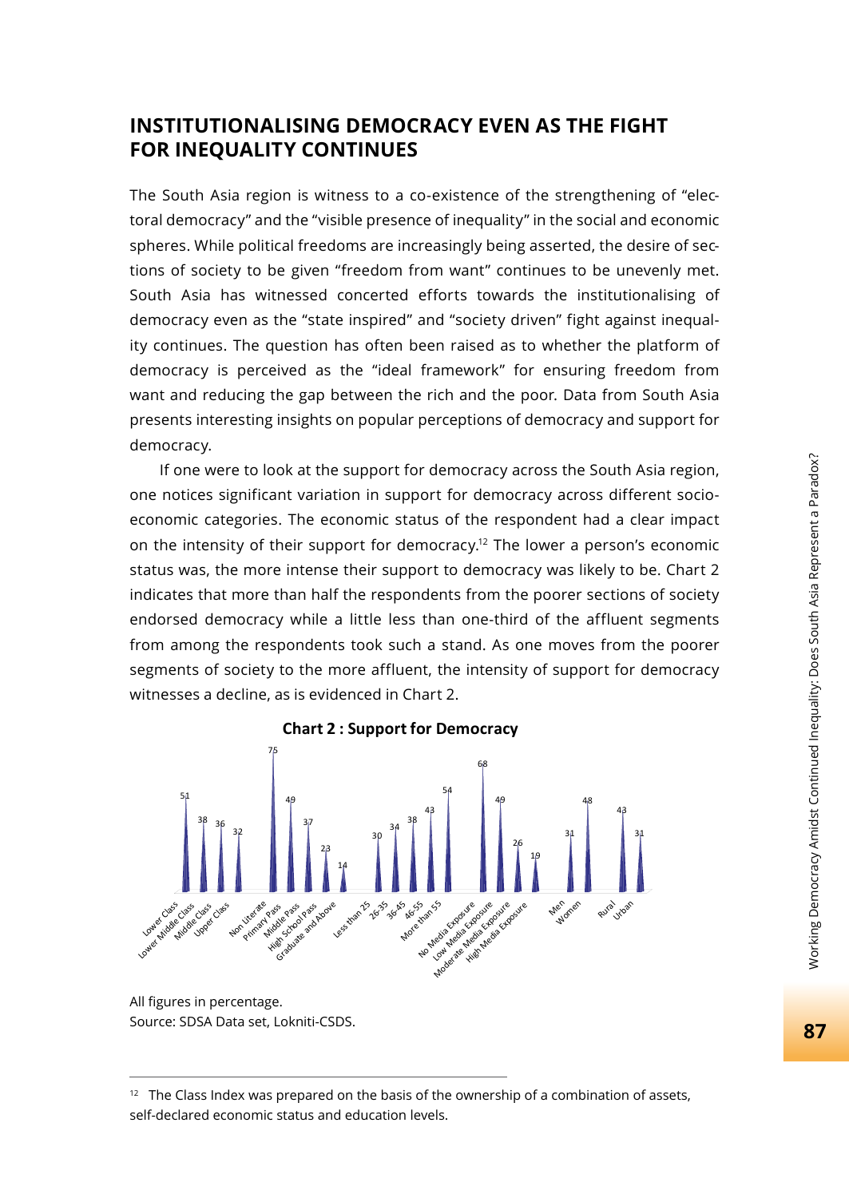## INSTITUTIONALISING DEMOCRACY EVEN AS THE FIGHT FOR INEQUALITY CONTINUES

The South Asia region is witness to a co-existence of the strengthening of "electoral democracy" and the "visible presence of inequality" in the social and economic spheres. While political freedoms are increasingly being asserted, the desire of sections of society to be given "freedom from want" continues to be unevenly met. South Asia has witnessed concerted efforts towards the institutionalising of democracy even as the "state inspired" and "society driven" fight against inequality continues. The question has often been raised as to whether the platform of democracy is perceived as the "ideal framework" for ensuring freedom from want and reducing the gap between the rich and the poor. Data from South Asia presents interesting insights on popular perceptions of democracy and support for democracy.

If one were to look at the support for democracy across the South Asia region, one notices significant variation in support for democracy across different socio-economic categories. The economic status of the respondent had a clear impact on the intensity of their support for democracy.[12] The lower a person's economic status was, the more intense their support to democracy was likely to be. Chart 2 indicates that more than half the respondents from the poorer sections of society endorsed democracy while a little less than one-third of the affluent segments from among the respondents took such a stand. As one moves from the poorer segments of society to the more affluent, the intensity of support for democracy witnesses a decline, as is evidenced in Chart 2.

**Chart 2 : Support for Democracy**

| Category | Support (%) |
|---|---|
| Lower Class | 51 |
| Lower Middle Class | 38 |
| Middle Class | 36 |
| Upper Class | 32 |
| Non Literate | 75 |
| Primary Pass | 49 |
| Middle Pass | 37 |
| High School Pass | 23 |
| Graduate and Above | 14 |
| Less than 25 | 30 |
| 26-35 | 34 |
| 36-45 | 38 |
| 46-55 | 43 |
| More than 55 | 54 |
| No Media Exposure | 68 |
| Low Media Exposure | 49 |
| Moderate Media Exposure | 26 |
| High Media Exposure | 19 |
| Men | 31 |
| Women | 48 |
| Rural | 43 |
| Urban | 31 |

All figures in percentage.
Source: SDSA Data set, Lokniti-CSDS.

---

[12] The Class Index was prepared on the basis of the ownership of a combination of assets, self-declared economic status and education levels.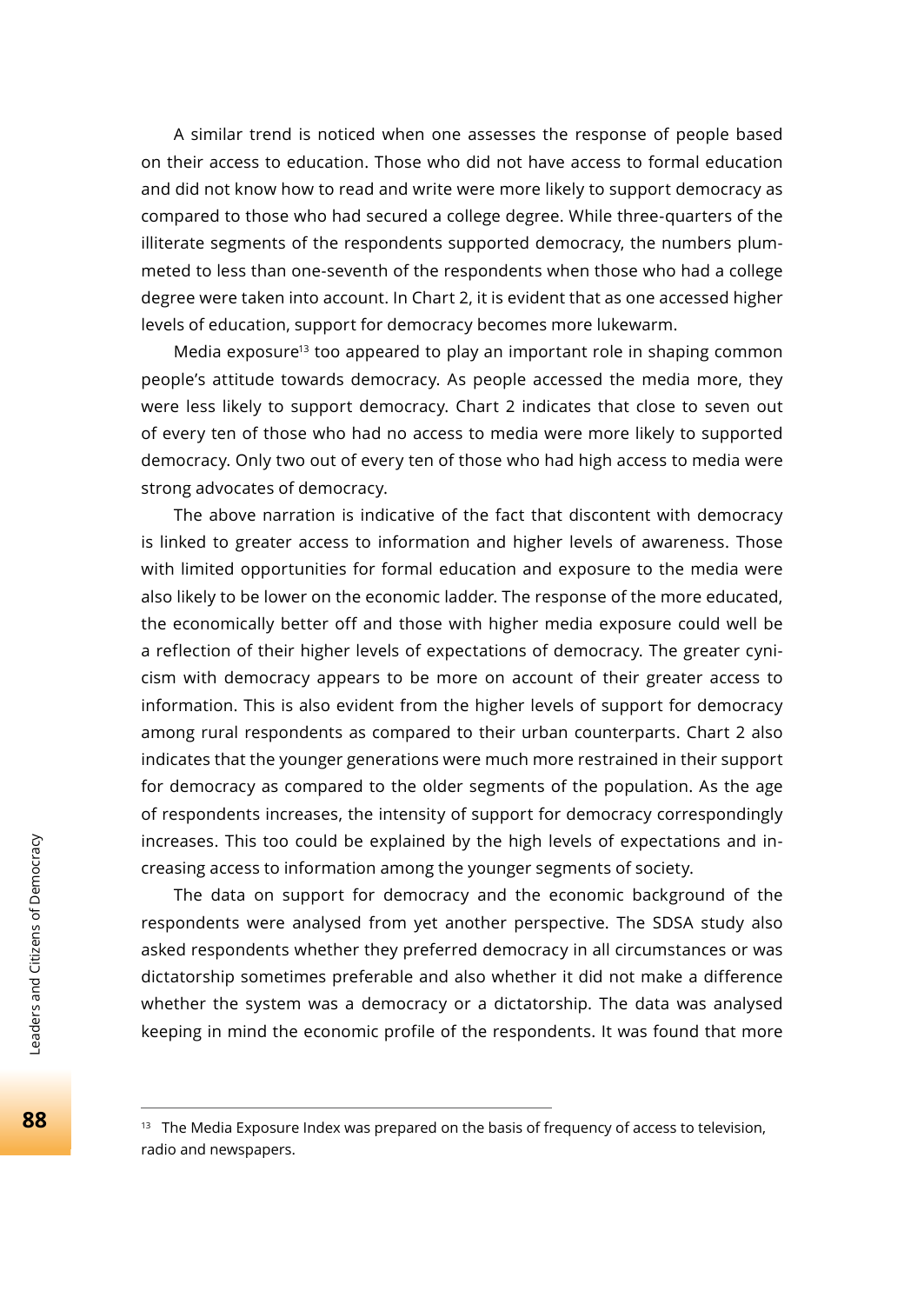A similar trend is noticed when one assesses the response of people based on their access to education. Those who did not have access to formal education and did not know how to read and write were more likely to support democracy as compared to those who had secured a college degree. While three-quarters of the illiterate segments of the respondents supported democracy, the numbers plummeted to less than one-seventh of the respondents when those who had a college degree were taken into account. In Chart 2, it is evident that as one accessed higher levels of education, support for democracy becomes more lukewarm.

Media exposure[13] too appeared to play an important role in shaping common people's attitude towards democracy. As people accessed the media more, they were less likely to support democracy. Chart 2 indicates that close to seven out of every ten of those who had no access to media were more likely to supported democracy. Only two out of every ten of those who had high access to media were strong advocates of democracy.

The above narration is indicative of the fact that discontent with democracy is linked to greater access to information and higher levels of awareness. Those with limited opportunities for formal education and exposure to the media were also likely to be lower on the economic ladder. The response of the more educated, the economically better off and those with higher media exposure could well be a reflection of their higher levels of expectations of democracy. The greater cynicism with democracy appears to be more on account of their greater access to information. This is also evident from the higher levels of support for democracy among rural respondents as compared to their urban counterparts. Chart 2 also indicates that the younger generations were much more restrained in their support for democracy as compared to the older segments of the population. As the age of respondents increases, the intensity of support for democracy correspondingly increases. This too could be explained by the high levels of expectations and increasing access to information among the younger segments of society.

The data on support for democracy and the economic background of the respondents were analysed from yet another perspective. The SDSA study also asked respondents whether they preferred democracy in all circumstances or was dictatorship sometimes preferable and also whether it did not make a difference whether the system was a democracy or a dictatorship. The data was analysed keeping in mind the economic profile of the respondents. It was found that more

---

[13] The Media Exposure Index was prepared on the basis of frequency of access to television, radio and newspapers.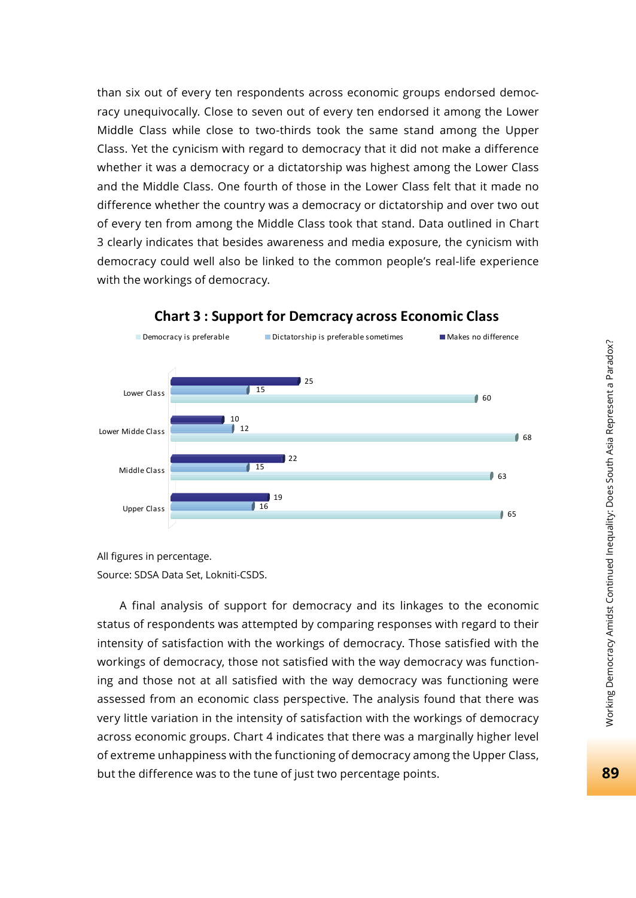than six out of every ten respondents across economic groups endorsed democracy unequivocally. Close to seven out of every ten endorsed it among the Lower Middle Class while close to two-thirds took the same stand among the Upper Class. Yet the cynicism with regard to democracy that it did not make a difference whether it was a democracy or a dictatorship was highest among the Lower Class and the Middle Class. One fourth of those in the Lower Class felt that it made no difference whether the country was a democracy or dictatorship and over two out of every ten from among the Middle Class took that stand. Data outlined in Chart 3 clearly indicates that besides awareness and media exposure, the cynicism with democracy could well also be linked to the common people's real-life experience with the workings of democracy.

**Chart 3 : Support for Demcracy across Economic Class**

| | Democracy is preferable | Dictatorship is preferable sometimes | Makes no difference |
|---|---|---|---|
| Lower Class | 60 | 15 | 25 |
| Lower Midde Class | 68 | 12 | 10 |
| Middle Class | 63 | 15 | 22 |
| Upper Class | 65 | 16 | 19 |

All figures in percentage.

Source: SDSA Data Set, Lokniti-CSDS.

A final analysis of support for democracy and its linkages to the economic status of respondents was attempted by comparing responses with regard to their intensity of satisfaction with the workings of democracy. Those satisfied with the workings of democracy, those not satisfied with the way democracy was functioning and those not at all satisfied with the way democracy was functioning were assessed from an economic class perspective. The analysis found that there was very little variation in the intensity of satisfaction with the workings of democracy across economic groups. Chart 4 indicates that there was a marginally higher level of extreme unhappiness with the functioning of democracy among the Upper Class, but the difference was to the tune of just two percentage points.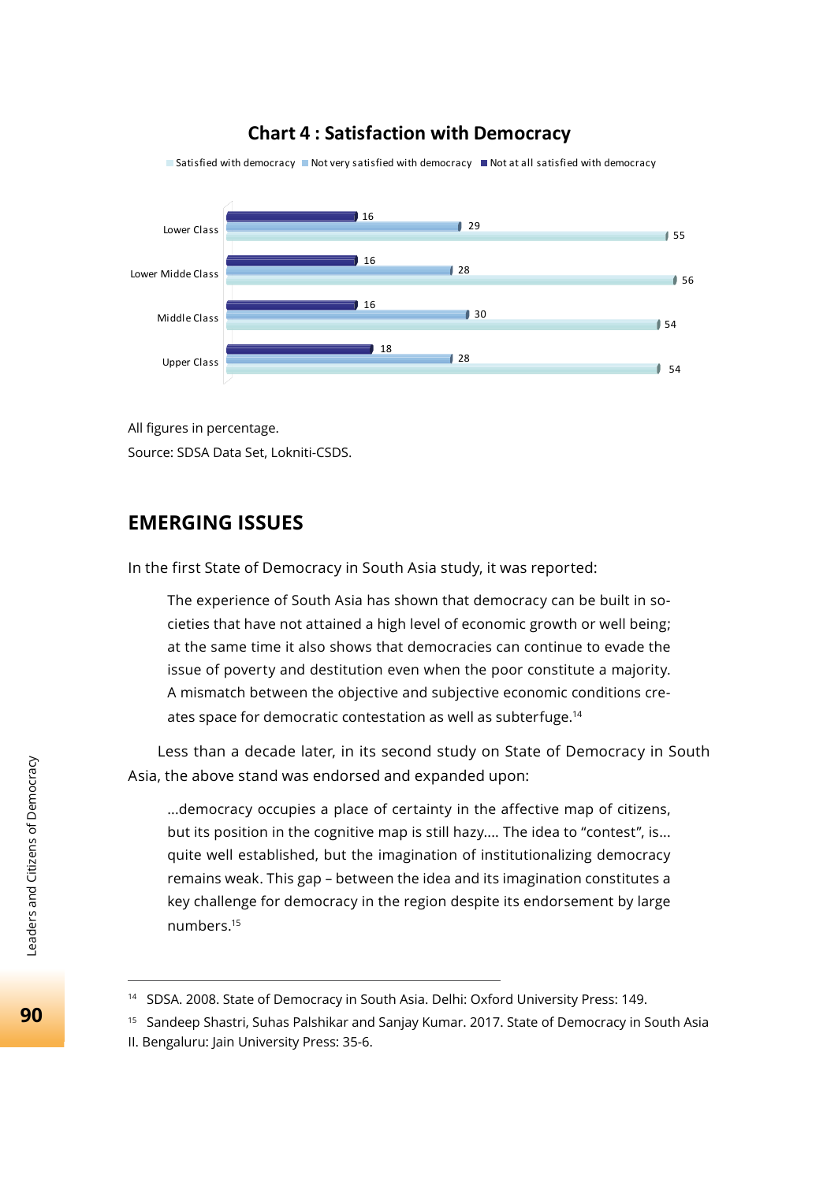**Chart 4 : Satisfaction with Democracy**

| | Satisfied with democracy | Not very satisfied with democracy | Not at all satisfied with democracy |
|---|---|---|---|
| Lower Class | 55 | 29 | 16 |
| Lower Midde Class | 56 | 28 | 16 |
| Middle Class | 54 | 30 | 16 |
| Upper Class | 54 | 28 | 18 |

All figures in percentage.

Source: SDSA Data Set, Lokniti-CSDS.

## EMERGING ISSUES

In the first State of Democracy in South Asia study, it was reported:

> The experience of South Asia has shown that democracy can be built in societies that have not attained a high level of economic growth or well being; at the same time it also shows that democracies can continue to evade the issue of poverty and destitution even when the poor constitute a majority. A mismatch between the objective and subjective economic conditions creates space for democratic contestation as well as subterfuge.[14]

Less than a decade later, in its second study on State of Democracy in South Asia, the above stand was endorsed and expanded upon:

> ...democracy occupies a place of certainty in the affective map of citizens, but its position in the cognitive map is still hazy.... The idea to "contest", is... quite well established, but the imagination of institutionalizing democracy remains weak. This gap – between the idea and its imagination constitutes a key challenge for democracy in the region despite its endorsement by large numbers.[15]

---

[14] SDSA. 2008. State of Democracy in South Asia. Delhi: Oxford University Press: 149.

[15] Sandeep Shastri, Suhas Palshikar and Sanjay Kumar. 2017. State of Democracy in South Asia II. Bengaluru: Jain University Press: 35-6.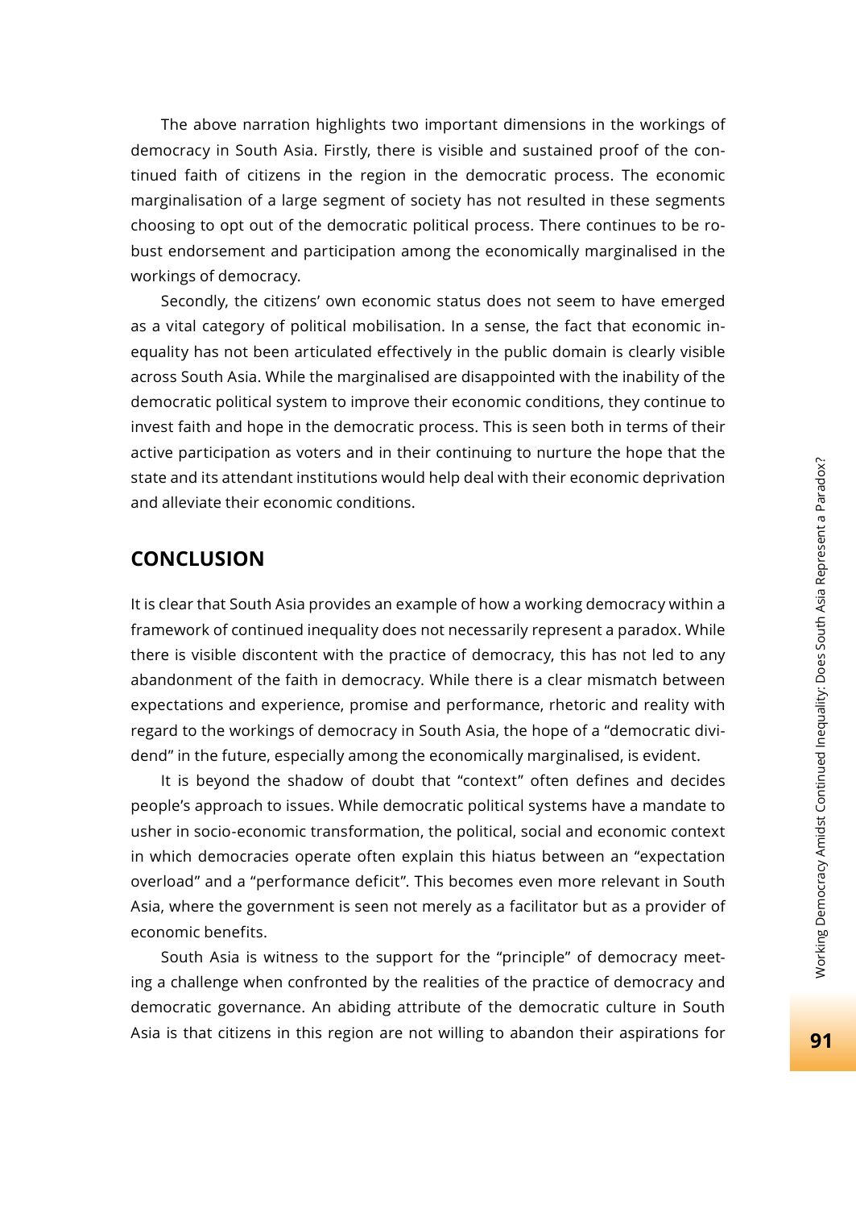The above narration highlights two important dimensions in the workings of democracy in South Asia. Firstly, there is visible and sustained proof of the continued faith of citizens in the region in the democratic process. The economic marginalisation of a large segment of society has not resulted in these segments choosing to opt out of the democratic political process. There continues to be robust endorsement and participation among the economically marginalised in the workings of democracy.

Secondly, the citizens' own economic status does not seem to have emerged as a vital category of political mobilisation. In a sense, the fact that economic inequality has not been articulated effectively in the public domain is clearly visible across South Asia. While the marginalised are disappointed with the inability of the democratic political system to improve their economic conditions, they continue to invest faith and hope in the democratic process. This is seen both in terms of their active participation as voters and in their continuing to nurture the hope that the state and its attendant institutions would help deal with their economic deprivation and alleviate their economic conditions.

## CONCLUSION

It is clear that South Asia provides an example of how a working democracy within a framework of continued inequality does not necessarily represent a paradox. While there is visible discontent with the practice of democracy, this has not led to any abandonment of the faith in democracy. While there is a clear mismatch between expectations and experience, promise and performance, rhetoric and reality with regard to the workings of democracy in South Asia, the hope of a "democratic dividend" in the future, especially among the economically marginalised, is evident.

It is beyond the shadow of doubt that "context" often defines and decides people's approach to issues. While democratic political systems have a mandate to usher in socio-economic transformation, the political, social and economic context in which democracies operate often explain this hiatus between an "expectation overload" and a "performance deficit". This becomes even more relevant in South Asia, where the government is seen not merely as a facilitator but as a provider of economic benefits.

South Asia is witness to the support for the "principle" of democracy meeting a challenge when confronted by the realities of the practice of democracy and democratic governance. An abiding attribute of the democratic culture in South Asia is that citizens in this region are not willing to abandon their aspirations for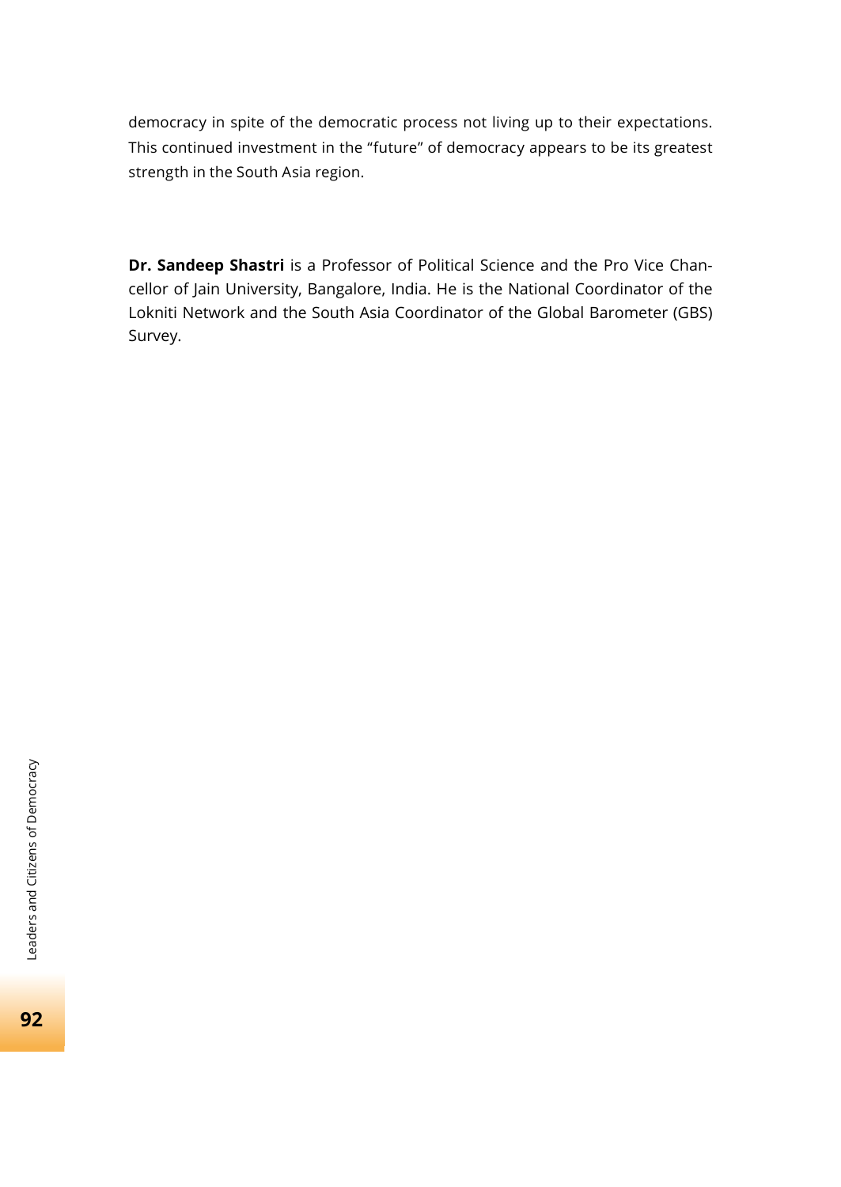democracy in spite of the democratic process not living up to their expectations. This continued investment in the "future" of democracy appears to be its greatest strength in the South Asia region.

**Dr. Sandeep Shastri** is a Professor of Political Science and the Pro Vice Chancellor of Jain University, Bangalore, India. He is the National Coordinator of the Lokniti Network and the South Asia Coordinator of the Global Barometer (GBS) Survey.